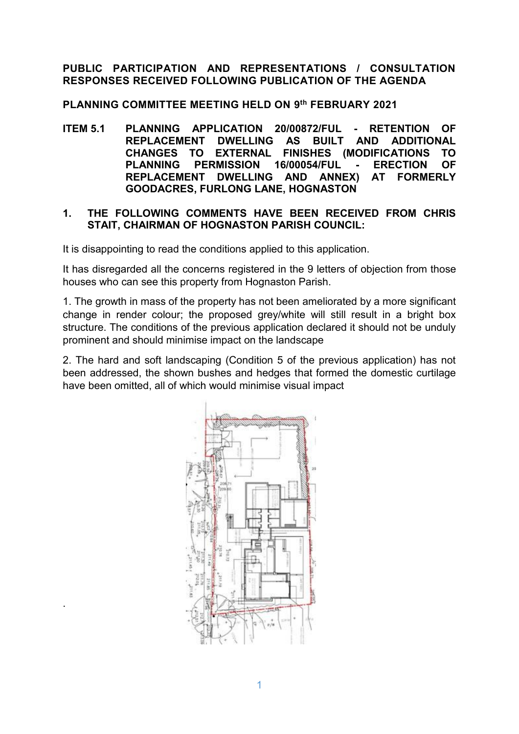**PUBLIC PARTICIPATION AND REPRESENTATIONS / CONSULTATION RESPONSES RECEIVED FOLLOWING PUBLICATION OF THE AGENDA**

**PLANNING COMMITTEE MEETING HELD ON 9th FEBRUARY 2021**

**ITEM 5.1 PLANNING APPLICATION 20/00872/FUL - RETENTION OF REPLACEMENT DWELLING AS BUILT AND ADDITIONAL CHANGES TO EXTERNAL FINISHES (MODIFICATIONS TO PLANNING PERMISSION 16/00054/FUL - ERECTION OF REPLACEMENT DWELLING AND ANNEX) AT FORMERLY GOODACRES, FURLONG LANE, HOGNASTON**

**1. THE FOLLOWING COMMENTS HAVE BEEN RECEIVED FROM CHRIS STAIT, CHAIRMAN OF HOGNASTON PARISH COUNCIL:**

It is disappointing to read the conditions applied to this application.

It has disregarded all the concerns registered in the 9 letters of objection from those houses who can see this property from Hognaston Parish.

1. The growth in mass of the property has not been ameliorated by a more significant change in render colour; the proposed grey/white will still result in a bright box structure. The conditions of the previous application declared it should not be unduly prominent and should minimise impact on the landscape

2. The hard and soft landscaping (Condition 5 of the previous application) has not been addressed, the shown bushes and hedges that formed the domestic curtilage have been omitted, all of which would minimise visual impact

.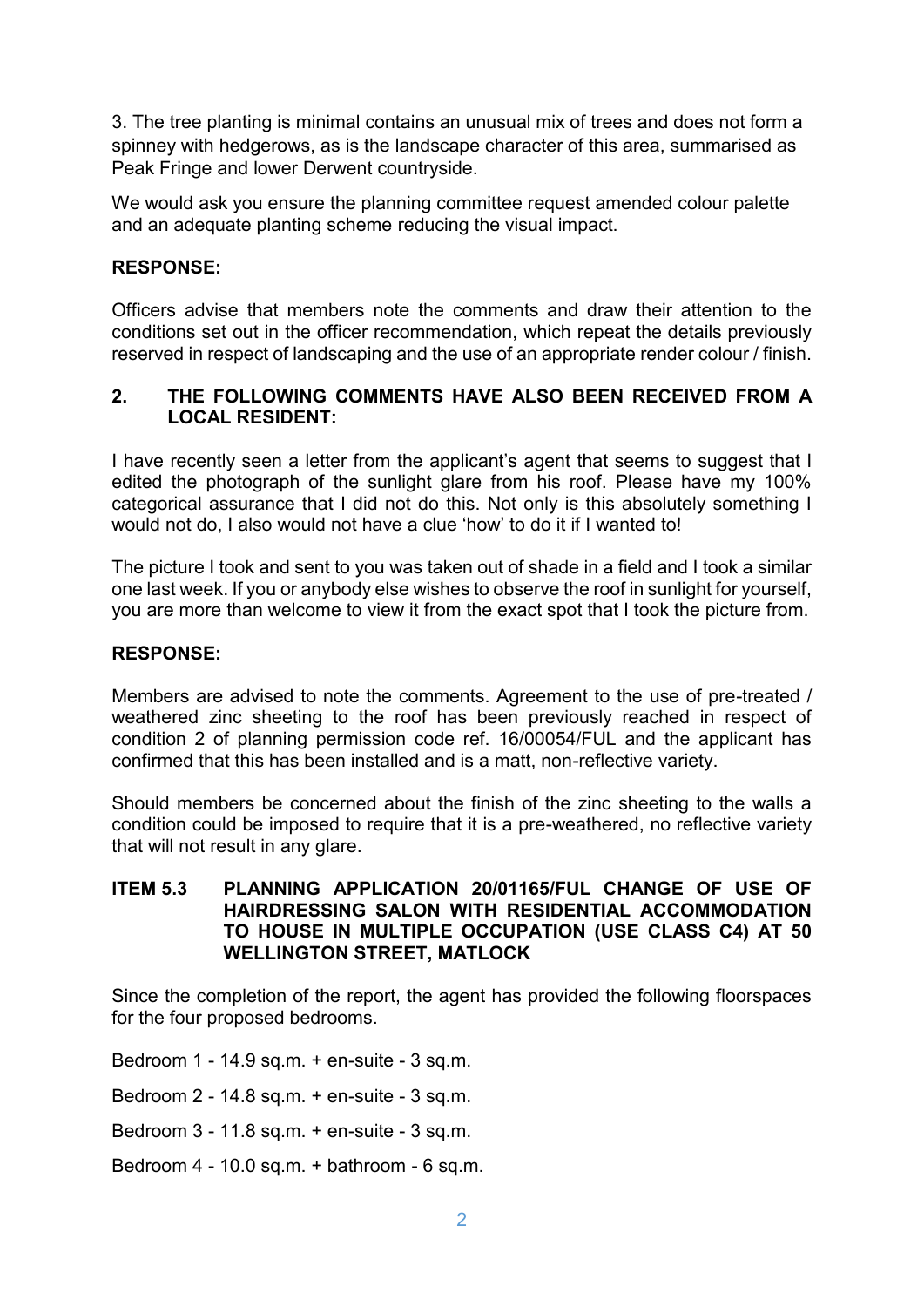3. The tree planting is minimal contains an unusual mix of trees and does not form a spinney with hedgerows, as is the landscape character of this area, summarised as Peak Fringe and lower Derwent countryside.

We would ask you ensure the planning committee request amended colour palette and an adequate planting scheme reducing the visual impact.

**RESPONSE:**

Officers advise that members note the comments and draw their attention to the conditions set out in the officer recommendation, which repeat the details previously reserved in respect of landscaping and the use of an appropriate render colour / finish.

**2. THE FOLLOWING COMMENTS HAVE ALSO BEEN RECEIVED FROM A LOCAL RESIDENT:**

I have recently seen a letter from the applicant's agent that seems to suggest that I edited the photograph of the sunlight glare from his roof. Please have my 100% categorical assurance that I did not do this. Not only is this absolutely something I would not do, I also would not have a clue 'how' to do it if I wanted to!

The picture I took and sent to you was taken out of shade in a field and I took a similar one last week. If you or anybody else wishes to observe the roof in sunlight for yourself, you are more than welcome to view it from the exact spot that I took the picture from.

**RESPONSE:**

Members are advised to note the comments. Agreement to the use of pre-treated / weathered zinc sheeting to the roof has been previously reached in respect of condition 2 of planning permission code ref. 16/00054/FUL and the applicant has confirmed that this has been installed and is a matt, non-reflective variety.

Should members be concerned about the finish of the zinc sheeting to the walls a condition could be imposed to require that it is a pre-weathered, no reflective variety that will not result in any glare.

**ITEM 5.3 PLANNING APPLICATION 20/01165/FUL CHANGE OF USE OF HAIRDRESSING SALON WITH RESIDENTIAL ACCOMMODATION TO HOUSE IN MULTIPLE OCCUPATION (USE CLASS C4) AT 50 WELLINGTON STREET, MATLOCK**

Since the completion of the report, the agent has provided the following floorspaces for the four proposed bedrooms.

Bedroom 1 - 14.9 sq.m. + en-suite - 3 sq.m.

Bedroom 2 - 14.8 sq.m. + en-suite - 3 sq.m.

Bedroom 3 - 11.8 sq.m. + en-suite - 3 sq.m.

Bedroom 4 - 10.0 sq.m. + bathroom - 6 sq.m.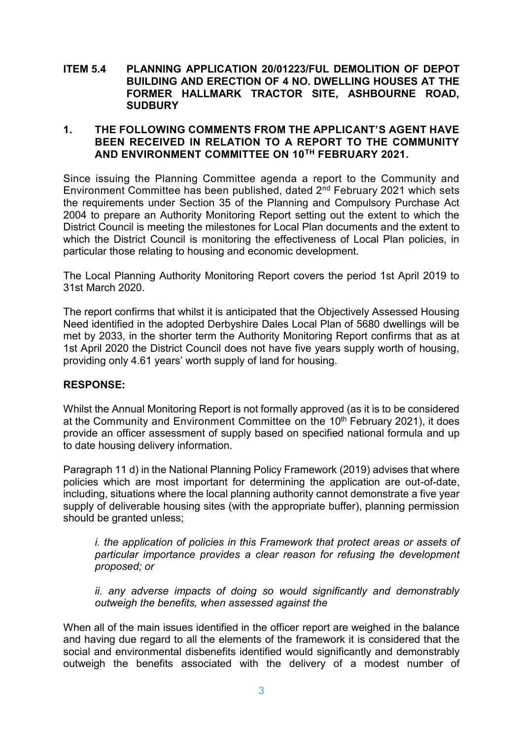## ITEM 5.4 PLANNING APPLICATION 20/01223/FUL DEMOLITION OF DEPOT BUILDING AND ERECTION OF 4 NO. DWELLING HOUSES AT THE FORMER HALLMARK TRACTOR SITE, ASHBOURNE ROAD, SUDBURY

### 1. THE FOLLOWING COMMENTS FROM THE APPLICANT'S AGENT HAVE BEEN RECEIVED IN RELATION TO A REPORT TO THE COMMUNITY AND ENVIRONMENT COMMITTEE ON 10TH FEBRUARY 2021.

Since issuing the Planning Committee agenda a report to the Community and Environment Committee has been published, dated 2nd February 2021 which sets the requirements under Section 35 of the Planning and Compulsory Purchase Act 2004 to prepare an Authority Monitoring Report setting out the extent to which the District Council is meeting the milestones for Local Plan documents and the extent to which the District Council is monitoring the effectiveness of Local Plan policies, in particular those relating to housing and economic development.

The Local Planning Authority Monitoring Report covers the period 1st April 2019 to 31st March 2020.

The report confirms that whilst it is anticipated that the Objectively Assessed Housing Need identified in the adopted Derbyshire Dales Local Plan of 5680 dwellings will be met by 2033, in the shorter term the Authority Monitoring Report confirms that as at 1st April 2020 the District Council does not have five years supply worth of housing, providing only 4.61 years' worth supply of land for housing.

**RESPONSE:**

Whilst the Annual Monitoring Report is not formally approved (as it is to be considered at the Community and Environment Committee on the 10th February 2021), it does provide an officer assessment of supply based on specified national formula and up to date housing delivery information.

Paragraph 11 d) in the National Planning Policy Framework (2019) advises that where policies which are most important for determining the application are out-of-date, including, situations where the local planning authority cannot demonstrate a five year supply of deliverable housing sites (with the appropriate buffer), planning permission should be granted unless;

> *i. the application of policies in this Framework that protect areas or assets of particular importance provides a clear reason for refusing the development proposed; or*
>
> *ii. any adverse impacts of doing so would significantly and demonstrably outweigh the benefits, when assessed against the*

When all of the main issues identified in the officer report are weighed in the balance and having due regard to all the elements of the framework it is considered that the social and environmental disbenefits identified would significantly and demonstrably outweigh the benefits associated with the delivery of a modest number of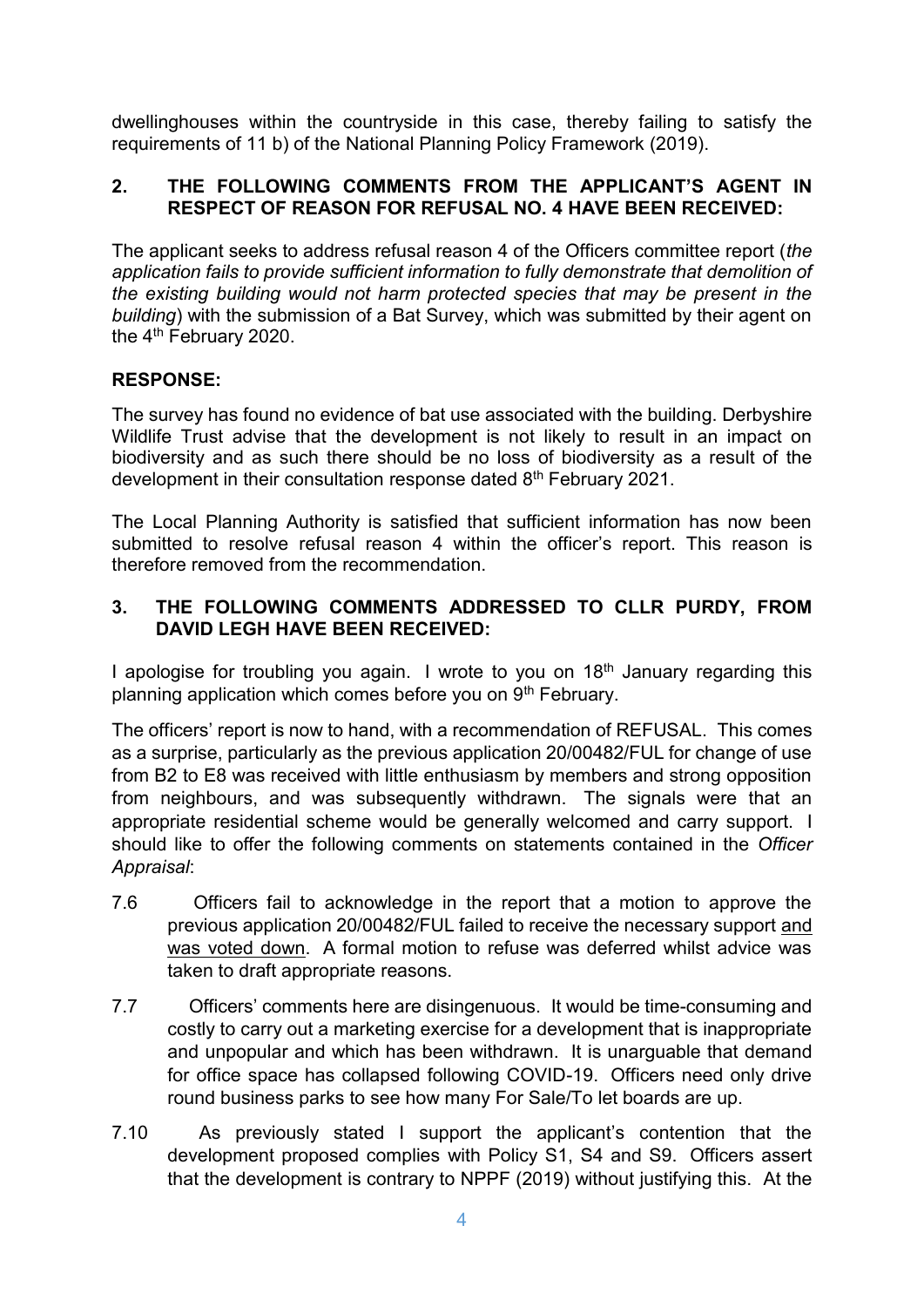dwellinghouses within the countryside in this case, thereby failing to satisfy the requirements of 11 b) of the National Planning Policy Framework (2019).

## 2. THE FOLLOWING COMMENTS FROM THE APPLICANT'S AGENT IN RESPECT OF REASON FOR REFUSAL NO. 4 HAVE BEEN RECEIVED:

The applicant seeks to address refusal reason 4 of the Officers committee report (*the application fails to provide sufficient information to fully demonstrate that demolition of the existing building would not harm protected species that may be present in the building*) with the submission of a Bat Survey, which was submitted by their agent on the 4th February 2020.

**RESPONSE:**

The survey has found no evidence of bat use associated with the building. Derbyshire Wildlife Trust advise that the development is not likely to result in an impact on biodiversity and as such there should be no loss of biodiversity as a result of the development in their consultation response dated 8th February 2021.

The Local Planning Authority is satisfied that sufficient information has now been submitted to resolve refusal reason 4 within the officer's report. This reason is therefore removed from the recommendation.

## 3. THE FOLLOWING COMMENTS ADDRESSED TO CLLR PURDY, FROM DAVID LEGH HAVE BEEN RECEIVED:

I apologise for troubling you again. I wrote to you on 18th January regarding this planning application which comes before you on 9th February.

The officers' report is now to hand, with a recommendation of REFUSAL. This comes as a surprise, particularly as the previous application 20/00482/FUL for change of use from B2 to E8 was received with little enthusiasm by members and strong opposition from neighbours, and was subsequently withdrawn. The signals were that an appropriate residential scheme would be generally welcomed and carry support. I should like to offer the following comments on statements contained in the *Officer Appraisal*:

- 7.6 Officers fail to acknowledge in the report that a motion to approve the previous application 20/00482/FUL failed to receive the necessary support <u>and was voted down</u>. A formal motion to refuse was deferred whilst advice was taken to draft appropriate reasons.
- 7.7 Officers' comments here are disingenuous. It would be time-consuming and costly to carry out a marketing exercise for a development that is inappropriate and unpopular and which has been withdrawn. It is unarguable that demand for office space has collapsed following COVID-19. Officers need only drive round business parks to see how many For Sale/To let boards are up.
- 7.10 As previously stated I support the applicant's contention that the development proposed complies with Policy S1, S4 and S9. Officers assert that the development is contrary to NPPF (2019) without justifying this. At the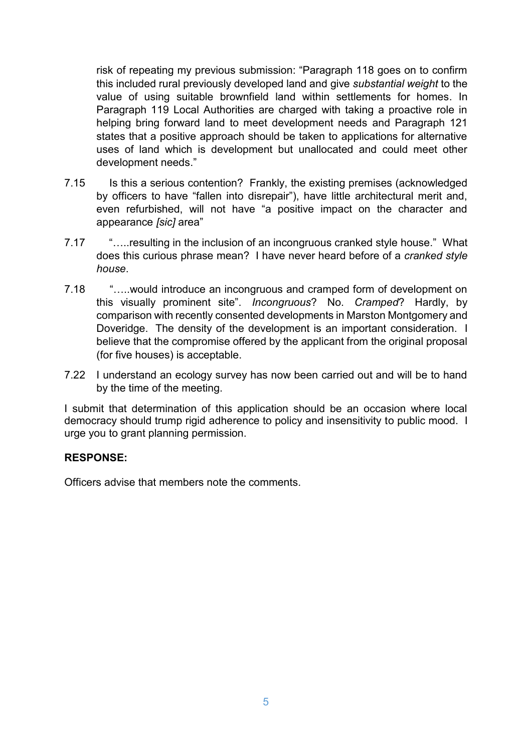risk of repeating my previous submission: "Paragraph 118 goes on to confirm this included rural previously developed land and give *substantial weight* to the value of using suitable brownfield land within settlements for homes. In Paragraph 119 Local Authorities are charged with taking a proactive role in helping bring forward land to meet development needs and Paragraph 121 states that a positive approach should be taken to applications for alternative uses of land which is development but unallocated and could meet other development needs."

7.15 Is this a serious contention? Frankly, the existing premises (acknowledged by officers to have "fallen into disrepair"), have little architectural merit and, even refurbished, will not have "a positive impact on the character and appearance *[sic]* area"

7.17 ".....resulting in the inclusion of an incongruous cranked style house." What does this curious phrase mean? I have never heard before of a *cranked style house*.

7.18 ".....would introduce an incongruous and cramped form of development on this visually prominent site". *Incongruous*? No. *Cramped*? Hardly, by comparison with recently consented developments in Marston Montgomery and Doveridge. The density of the development is an important consideration. I believe that the compromise offered by the applicant from the original proposal (for five houses) is acceptable.

7.22 I understand an ecology survey has now been carried out and will be to hand by the time of the meeting.

I submit that determination of this application should be an occasion where local democracy should trump rigid adherence to policy and insensitivity to public mood. I urge you to grant planning permission.

**RESPONSE:**

Officers advise that members note the comments.